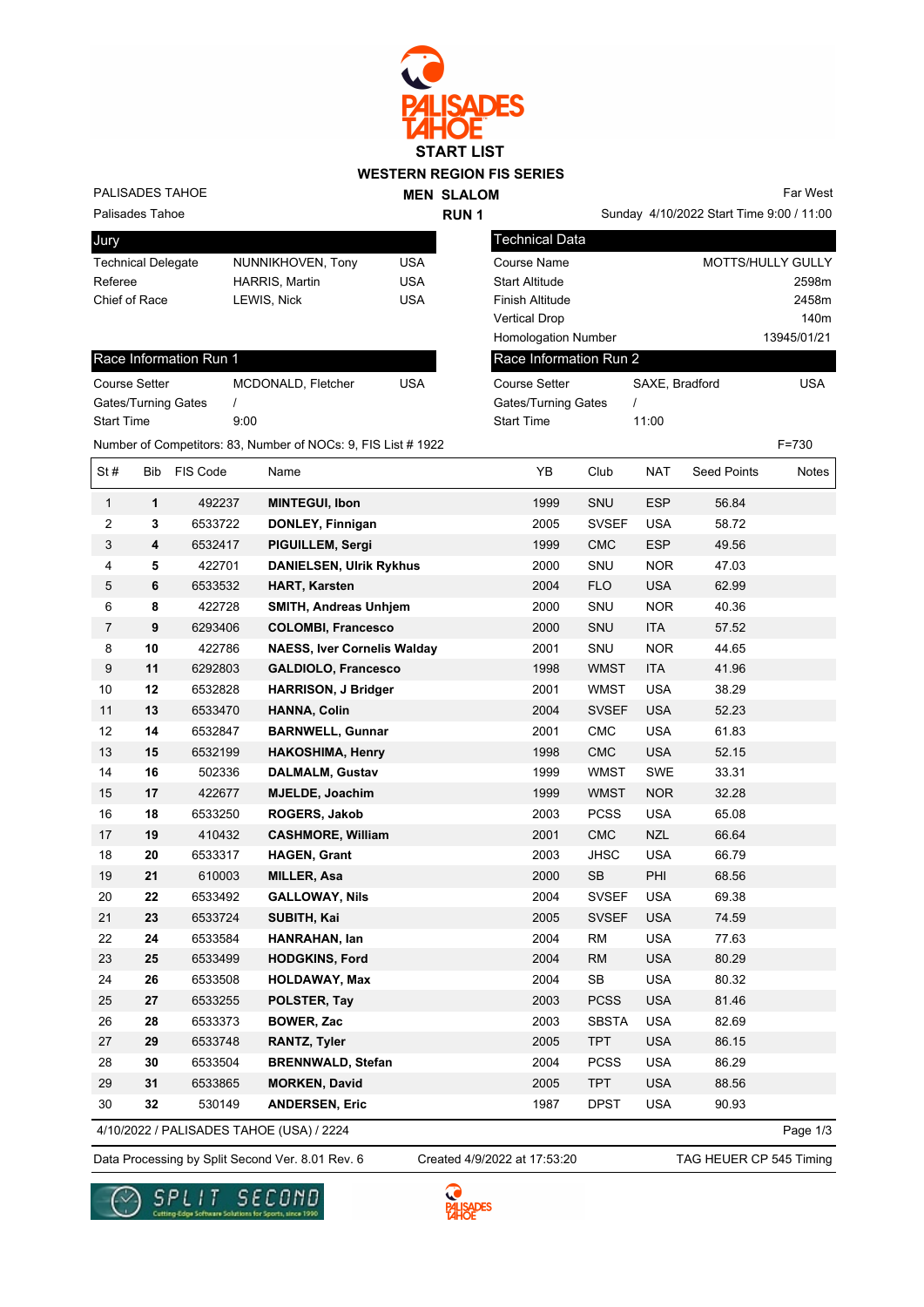# START LIST

## WESTERN REGION FIS SERIES

PALISADES TAHOE

Palisades Tahoe

**MEN SLALOM**

**RUN 1**

Far West

Sunday 4/10/2022 Start Time 9:00 / 11:00

| Jury | | |
|---|---|---|
| Technical Delegate | NUNNIKHOVEN, Tony | USA |
| Referee | HARRIS, Martin | USA |
| Chief of Race | LEWIS, Nick | USA |

| Technical Data | |
|---|---|
| Course Name | MOTTS/HULLY GULLY |
| Start Altitude | 2598m |
| Finish Altitude | 2458m |
| Vertical Drop | 140m |
| Homologation Number | 13945/01/21 |

| Race Information Run 1 | | |
|---|---|---|
| Course Setter | MCDONALD, Fletcher | USA |
| Gates/Turning Gates | / | |
| Start Time | 9:00 | |

| Race Information Run 2 | | |
|---|---|---|
| Course Setter | SAXE, Bradford | USA |
| Gates/Turning Gates | / | |
| Start Time | 11:00 | |

Number of Competitors: 83, Number of NOCs: 9, FIS List # 1922

F=730

| St # | Bib | FIS Code | Name | YB | Club | NAT | Seed Points | Notes |
|---|---|---|---|---|---|---|---|---|
| 1 | **1** | 492237 | **MINTEGUI, Ibon** | 1999 | SNU | ESP | 56.84 | |
| 2 | **3** | 6533722 | **DONLEY, Finnigan** | 2005 | SVSEF | USA | 58.72 | |
| 3 | **4** | 6532417 | **PIGUILLEM, Sergi** | 1999 | CMC | ESP | 49.56 | |
| 4 | **5** | 422701 | **DANIELSEN, Ulrik Rykhus** | 2000 | SNU | NOR | 47.03 | |
| 5 | **6** | 6533532 | **HART, Karsten** | 2004 | FLO | USA | 62.99 | |
| 6 | **8** | 422728 | **SMITH, Andreas Unhjem** | 2000 | SNU | NOR | 40.36 | |
| 7 | **9** | 6293406 | **COLOMBI, Francesco** | 2000 | SNU | ITA | 57.52 | |
| 8 | **10** | 422786 | **NAESS, Iver Cornelis Walday** | 2001 | SNU | NOR | 44.65 | |
| 9 | **11** | 6292803 | **GALDIOLO, Francesco** | 1998 | WMST | ITA | 41.96 | |
| 10 | **12** | 6532828 | **HARRISON, J Bridger** | 2001 | WMST | USA | 38.29 | |
| 11 | **13** | 6533470 | **HANNA, Colin** | 2004 | SVSEF | USA | 52.23 | |
| 12 | **14** | 6532847 | **BARNWELL, Gunnar** | 2001 | CMC | USA | 61.83 | |
| 13 | **15** | 6532199 | **HAKOSHIMA, Henry** | 1998 | CMC | USA | 52.15 | |
| 14 | **16** | 502336 | **DALMALM, Gustav** | 1999 | WMST | SWE | 33.31 | |
| 15 | **17** | 422677 | **MJELDE, Joachim** | 1999 | WMST | NOR | 32.28 | |
| 16 | **18** | 6533250 | **ROGERS, Jakob** | 2003 | PCSS | USA | 65.08 | |
| 17 | **19** | 410432 | **CASHMORE, William** | 2001 | CMC | NZL | 66.64 | |
| 18 | **20** | 6533317 | **HAGEN, Grant** | 2003 | JHSC | USA | 66.79 | |
| 19 | **21** | 610003 | **MILLER, Asa** | 2000 | SB | PHI | 68.56 | |
| 20 | **22** | 6533492 | **GALLOWAY, Nils** | 2004 | SVSEF | USA | 69.38 | |
| 21 | **23** | 6533724 | **SUBITH, Kai** | 2005 | SVSEF | USA | 74.59 | |
| 22 | **24** | 6533584 | **HANRAHAN, Ian** | 2004 | RM | USA | 77.63 | |
| 23 | **25** | 6533499 | **HODGKINS, Ford** | 2004 | RM | USA | 80.29 | |
| 24 | **26** | 6533508 | **HOLDAWAY, Max** | 2004 | SB | USA | 80.32 | |
| 25 | **27** | 6533255 | **POLSTER, Tay** | 2003 | PCSS | USA | 81.46 | |
| 26 | **28** | 6533373 | **BOWER, Zac** | 2003 | SBSTA | USA | 82.69 | |
| 27 | **29** | 6533748 | **RANTZ, Tyler** | 2005 | TPT | USA | 86.15 | |
| 28 | **30** | 6533504 | **BRENNWALD, Stefan** | 2004 | PCSS | USA | 86.29 | |
| 29 | **31** | 6533865 | **MORKEN, David** | 2005 | TPT | USA | 88.56 | |
| 30 | **32** | 530149 | **ANDERSEN, Eric** | 1987 | DPST | USA | 90.93 | |

4/10/2022 / PALISADES TAHOE (USA) / 2224

Data Processing by Split Second Ver. 8.01 Rev. 6 — Created 4/9/2022 at 17:53:20 — TAG HEUER CP 545 Timing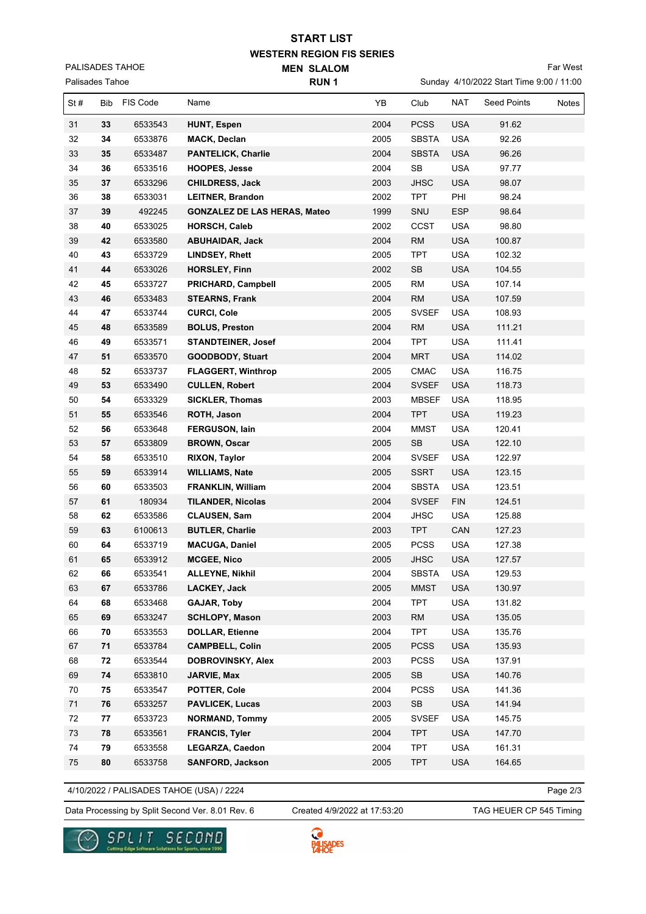# START LIST

## WESTERN REGION FIS SERIES

PALISADES TAHOE

Palisades Tahoe

**MEN SLALOM**

**RUN 1**

Far West

Sunday 4/10/2022 Start Time 9:00 / 11:00

| St # | Bib | FIS Code | Name | YB | Club | NAT | Seed Points | Notes |
|---|---|---|---|---|---|---|---|---|
| 31 | **33** | 6533543 | **HUNT, Espen** | 2004 | PCSS | USA | 91.62 | |
| 32 | **34** | 6533876 | **MACK, Declan** | 2005 | SBSTA | USA | 92.26 | |
| 33 | **35** | 6533487 | **PANTELICK, Charlie** | 2004 | SBSTA | USA | 96.26 | |
| 34 | **36** | 6533516 | **HOOPES, Jesse** | 2004 | SB | USA | 97.77 | |
| 35 | **37** | 6533296 | **CHILDRESS, Jack** | 2003 | JHSC | USA | 98.07 | |
| 36 | **38** | 6533031 | **LEITNER, Brandon** | 2002 | TPT | PHI | 98.24 | |
| 37 | **39** | 492245 | **GONZALEZ DE LAS HERAS, Mateo** | 1999 | SNU | ESP | 98.64 | |
| 38 | **40** | 6533025 | **HORSCH, Caleb** | 2002 | CCST | USA | 98.80 | |
| 39 | **42** | 6533580 | **ABUHAIDAR, Jack** | 2004 | RM | USA | 100.87 | |
| 40 | **43** | 6533729 | **LINDSEY, Rhett** | 2005 | TPT | USA | 102.32 | |
| 41 | **44** | 6533026 | **HORSLEY, Finn** | 2002 | SB | USA | 104.55 | |
| 42 | **45** | 6533727 | **PRICHARD, Campbell** | 2005 | RM | USA | 107.14 | |
| 43 | **46** | 6533483 | **STEARNS, Frank** | 2004 | RM | USA | 107.59 | |
| 44 | **47** | 6533744 | **CURCI, Cole** | 2005 | SVSEF | USA | 108.93 | |
| 45 | **48** | 6533589 | **BOLUS, Preston** | 2004 | RM | USA | 111.21 | |
| 46 | **49** | 6533571 | **STANDTEINER, Josef** | 2004 | TPT | USA | 111.41 | |
| 47 | **51** | 6533570 | **GOODBODY, Stuart** | 2004 | MRT | USA | 114.02 | |
| 48 | **52** | 6533737 | **FLAGGERT, Winthrop** | 2005 | CMAC | USA | 116.75 | |
| 49 | **53** | 6533490 | **CULLEN, Robert** | 2004 | SVSEF | USA | 118.73 | |
| 50 | **54** | 6533329 | **SICKLER, Thomas** | 2003 | MBSEF | USA | 118.95 | |
| 51 | **55** | 6533546 | **ROTH, Jason** | 2004 | TPT | USA | 119.23 | |
| 52 | **56** | 6533648 | **FERGUSON, Iain** | 2004 | MMST | USA | 120.41 | |
| 53 | **57** | 6533809 | **BROWN, Oscar** | 2005 | SB | USA | 122.10 | |
| 54 | **58** | 6533510 | **RIXON, Taylor** | 2004 | SVSEF | USA | 122.97 | |
| 55 | **59** | 6533914 | **WILLIAMS, Nate** | 2005 | SSRT | USA | 123.15 | |
| 56 | **60** | 6533503 | **FRANKLIN, William** | 2004 | SBSTA | USA | 123.51 | |
| 57 | **61** | 180934 | **TILANDER, Nicolas** | 2004 | SVSEF | FIN | 124.51 | |
| 58 | **62** | 6533586 | **CLAUSEN, Sam** | 2004 | JHSC | USA | 125.88 | |
| 59 | **63** | 6100613 | **BUTLER, Charlie** | 2003 | TPT | CAN | 127.23 | |
| 60 | **64** | 6533719 | **MACUGA, Daniel** | 2005 | PCSS | USA | 127.38 | |
| 61 | **65** | 6533912 | **MCGEE, Nico** | 2005 | JHSC | USA | 127.57 | |
| 62 | **66** | 6533541 | **ALLEYNE, Nikhil** | 2004 | SBSTA | USA | 129.53 | |
| 63 | **67** | 6533786 | **LACKEY, Jack** | 2005 | MMST | USA | 130.97 | |
| 64 | **68** | 6533468 | **GAJAR, Toby** | 2004 | TPT | USA | 131.82 | |
| 65 | **69** | 6533247 | **SCHLOPY, Mason** | 2003 | RM | USA | 135.05 | |
| 66 | **70** | 6533553 | **DOLLAR, Etienne** | 2004 | TPT | USA | 135.76 | |
| 67 | **71** | 6533784 | **CAMPBELL, Colin** | 2005 | PCSS | USA | 135.93 | |
| 68 | **72** | 6533544 | **DOBROVINSKY, Alex** | 2003 | PCSS | USA | 137.91 | |
| 69 | **74** | 6533810 | **JARVIE, Max** | 2005 | SB | USA | 140.76 | |
| 70 | **75** | 6533547 | **POTTER, Cole** | 2004 | PCSS | USA | 141.36 | |
| 71 | **76** | 6533257 | **PAVLICEK, Lucas** | 2003 | SB | USA | 141.94 | |
| 72 | **77** | 6533723 | **NORMAND, Tommy** | 2005 | SVSEF | USA | 145.75 | |
| 73 | **78** | 6533561 | **FRANCIS, Tyler** | 2004 | TPT | USA | 147.70 | |
| 74 | **79** | 6533558 | **LEGARZA, Caedon** | 2004 | TPT | USA | 161.31 | |
| 75 | **80** | 6533758 | **SANFORD, Jackson** | 2005 | TPT | USA | 164.65 | |

4/10/2022 / PALISADES TAHOE (USA) / 2224

Data Processing by Split Second Ver. 8.01 Rev. 6 — Created 4/9/2022 at 17:53:20 — TAG HEUER CP 545 Timing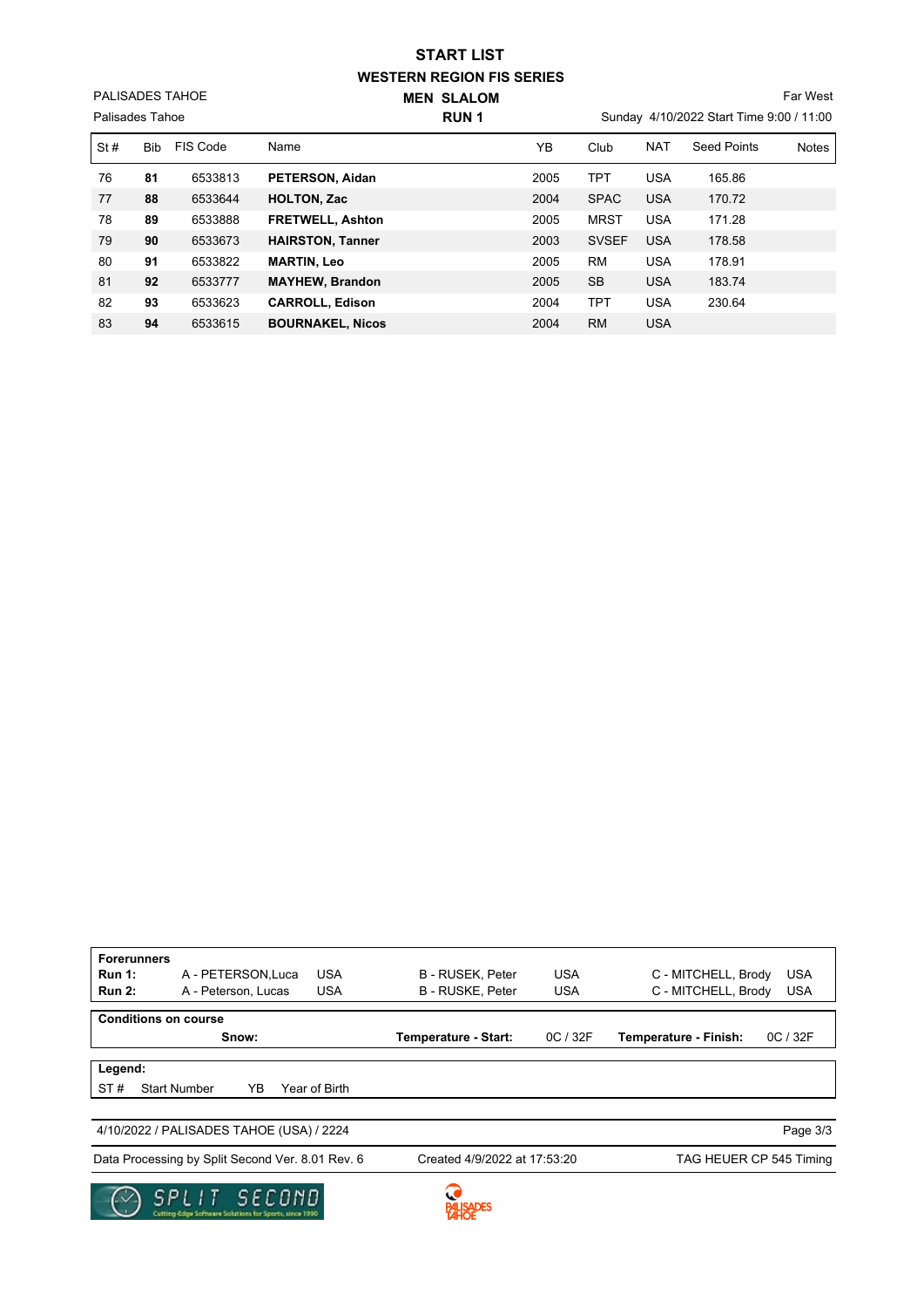# START LIST

## WESTERN REGION FIS SERIES

PALISADES TAHOE — Palisades Tahoe

**MEN SLALOM**

**RUN 1**

Far West — Sunday 4/10/2022 Start Time 9:00 / 11:00

| St # | Bib | FIS Code | Name | YB | Club | NAT | Seed Points | Notes |
|---|---|---|---|---|---|---|---|---|
| 76 | **81** | 6533813 | **PETERSON, Aidan** | 2005 | TPT | USA | 165.86 | |
| 77 | **88** | 6533644 | **HOLTON, Zac** | 2004 | SPAC | USA | 170.72 | |
| 78 | **89** | 6533888 | **FRETWELL, Ashton** | 2005 | MRST | USA | 171.28 | |
| 79 | **90** | 6533673 | **HAIRSTON, Tanner** | 2003 | SVSEF | USA | 178.58 | |
| 80 | **91** | 6533822 | **MARTIN, Leo** | 2005 | RM | USA | 178.91 | |
| 81 | **92** | 6533777 | **MAYHEW, Brandon** | 2005 | SB | USA | 183.74 | |
| 82 | **93** | 6533623 | **CARROLL, Edison** | 2004 | TPT | USA | 230.64 | |
| 83 | **94** | 6533615 | **BOURNAKEL, Nicos** | 2004 | RM | USA | | |

**Forerunners**

| | | | | | | |
|---|---|---|---|---|---|---|
| **Run 1:** | A - PETERSON,Luca | USA | B - RUSEK, Peter | USA | C - MITCHELL, Brody | USA |
| **Run 2:** | A - Peterson, Lucas | USA | B - RUSKE, Peter | USA | C - MITCHELL, Brody | USA |

**Conditions on course**

**Snow:** — **Temperature - Start:** 0C / 32F — **Temperature - Finish:** 0C / 32F

**Legend:**

ST # Start Number   YB Year of Birth

4/10/2022 / PALISADES TAHOE (USA) / 2224

Data Processing by Split Second Ver. 8.01 Rev. 6 — Created 4/9/2022 at 17:53:20 — TAG HEUER CP 545 Timing